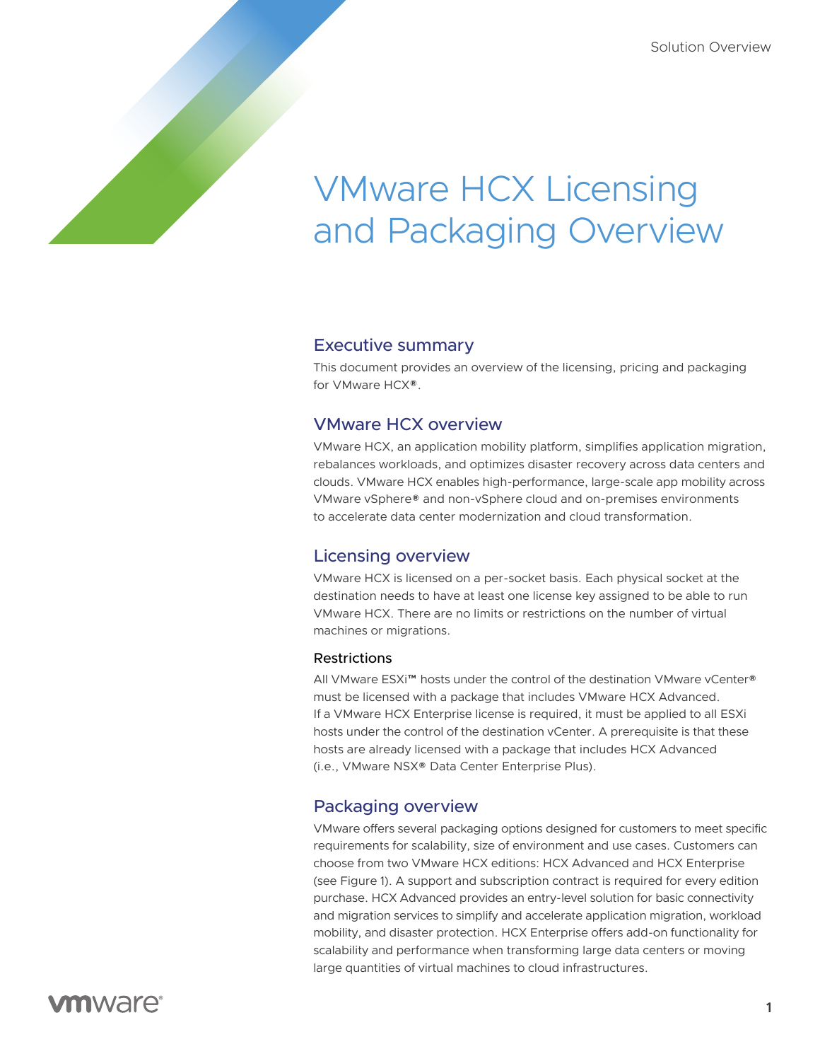Solution Overview

# VMware HCX Licensing and Packaging Overview

## Executive summary

This document provides an overview of the licensing, pricing and packaging for VMware HCX®.

## VMware HCX overview

VMware HCX, an application mobility platform, simplifies application migration, rebalances workloads, and optimizes disaster recovery across data centers and clouds. VMware HCX enables high-performance, large-scale app mobility across VMware vSphere® and non-vSphere cloud and on-premises environments to accelerate data center modernization and cloud transformation.

## Licensing overview

VMware HCX is licensed on a per-socket basis. Each physical socket at the destination needs to have at least one license key assigned to be able to run VMware HCX. There are no limits or restrictions on the number of virtual machines or migrations.

### Restrictions

All VMware ESXi™ hosts under the control of the destination VMware vCenter® must be licensed with a package that includes VMware HCX Advanced. If a VMware HCX Enterprise license is required, it must be applied to all ESXi hosts under the control of the destination vCenter. A prerequisite is that these hosts are already licensed with a package that includes HCX Advanced (i.e., VMware NSX® Data Center Enterprise Plus).

## Packaging overview

VMware offers several packaging options designed for customers to meet specific requirements for scalability, size of environment and use cases. Customers can choose from two VMware HCX editions: HCX Advanced and HCX Enterprise (see Figure 1). A support and subscription contract is required for every edition purchase. HCX Advanced provides an entry-level solution for basic connectivity and migration services to simplify and accelerate application migration, workload mobility, and disaster protection. HCX Enterprise offers add-on functionality for scalability and performance when transforming large data centers or moving large quantities of virtual machines to cloud infrastructures.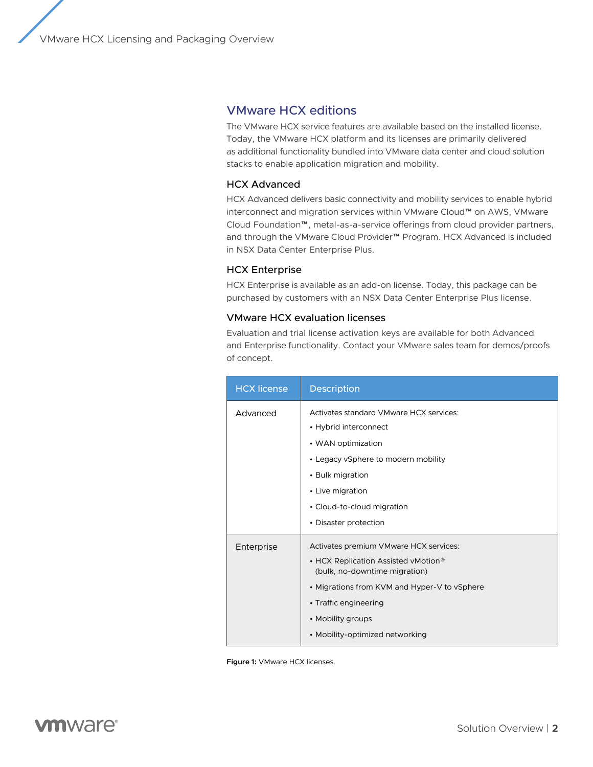## VMware HCX editions

The VMware HCX service features are available based on the installed license. Today, the VMware HCX platform and its licenses are primarily delivered as additional functionality bundled into VMware data center and cloud solution stacks to enable application migration and mobility.

### HCX Advanced

HCX Advanced delivers basic connectivity and mobility services to enable hybrid interconnect and migration services within VMware Cloud™ on AWS, VMware Cloud Foundation™, metal-as-a-service offerings from cloud provider partners, and through the VMware Cloud Provider™ Program. HCX Advanced is included in NSX Data Center Enterprise Plus.

### HCX Enterprise

HCX Enterprise is available as an add-on license. Today, this package can be purchased by customers with an NSX Data Center Enterprise Plus license.

### VMware HCX evaluation licenses

Evaluation and trial license activation keys are available for both Advanced and Enterprise functionality. Contact your VMware sales team for demos/proofs of concept.

| HCX license | Description |
| --- | --- |
| Advanced | Activates standard VMware HCX services:<br>• Hybrid interconnect<br>• WAN optimization<br>• Legacy vSphere to modern mobility<br>• Bulk migration<br>• Live migration<br>• Cloud-to-cloud migration<br>• Disaster protection |
| Enterprise | Activates premium VMware HCX services:<br>• HCX Replication Assisted vMotion® (bulk, no-downtime migration)<br>• Migrations from KVM and Hyper-V to vSphere<br>• Traffic engineering<br>• Mobility groups<br>• Mobility-optimized networking |

**Figure 1:** VMware HCX licenses.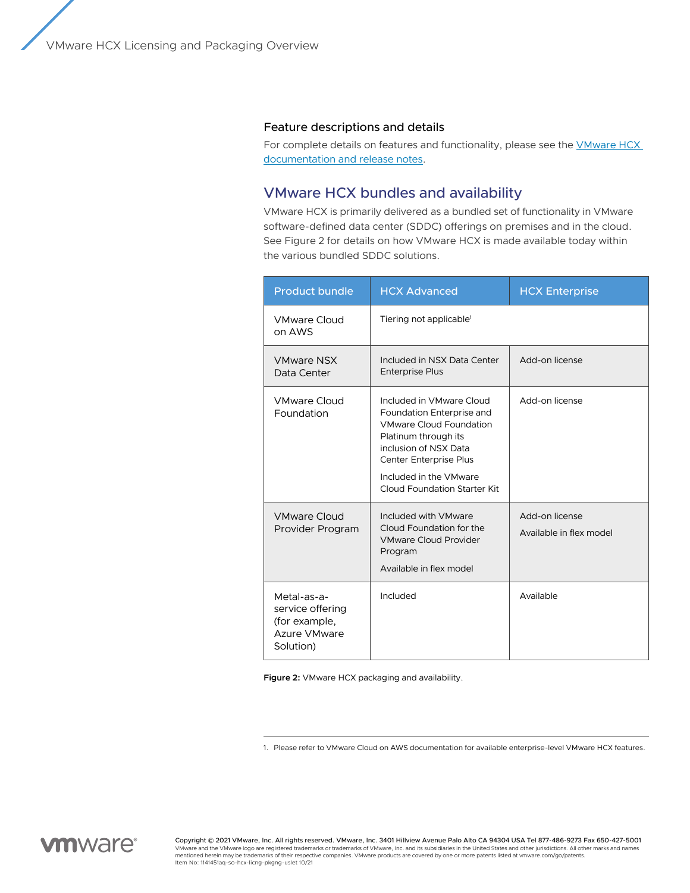### Feature descriptions and details

For complete details on features and functionality, please see the VMware HCX documentation and release notes.

## VMware HCX bundles and availability

VMware HCX is primarily delivered as a bundled set of functionality in VMware software-defined data center (SDDC) offerings on premises and in the cloud. See Figure 2 for details on how VMware HCX is made available today within the various bundled SDDC solutions.

| Product bundle | HCX Advanced | HCX Enterprise |
|---|---|---|
| VMware Cloud on AWS | Tiering not applicable[1] | |
| VMware NSX Data Center | Included in NSX Data Center Enterprise Plus | Add-on license |
| VMware Cloud Foundation | Included in VMware Cloud Foundation Enterprise and VMware Cloud Foundation Platinum through its inclusion of NSX Data Center Enterprise Plus<br><br>Included in the VMware Cloud Foundation Starter Kit | Add-on license |
| VMware Cloud Provider Program | Included with VMware Cloud Foundation for the VMware Cloud Provider Program<br><br>Available in flex model | Add-on license<br><br>Available in flex model |
| Metal-as-a-service offering (for example, Azure VMware Solution) | Included | Available |

**Figure 2:** VMware HCX packaging and availability.

1. Please refer to VMware Cloud on AWS documentation for available enterprise-level VMware HCX features.

Copyright © 2021 VMware, Inc. All rights reserved. VMware, Inc. 3401 Hillview Avenue Palo Alto CA 94304 USA Tel 877-486-9273 Fax 650-427-5001
VMware and the VMware logo are registered trademarks or trademarks of VMware, Inc. and its subsidiaries in the United States and other jurisdictions. All other marks and names mentioned herein may be trademarks of their respective companies. VMware products are covered by one or more patents listed at vmware.com/go/patents.
Item No: 1141451aq-so-hcx-licng-pkgng-uslet 10/21